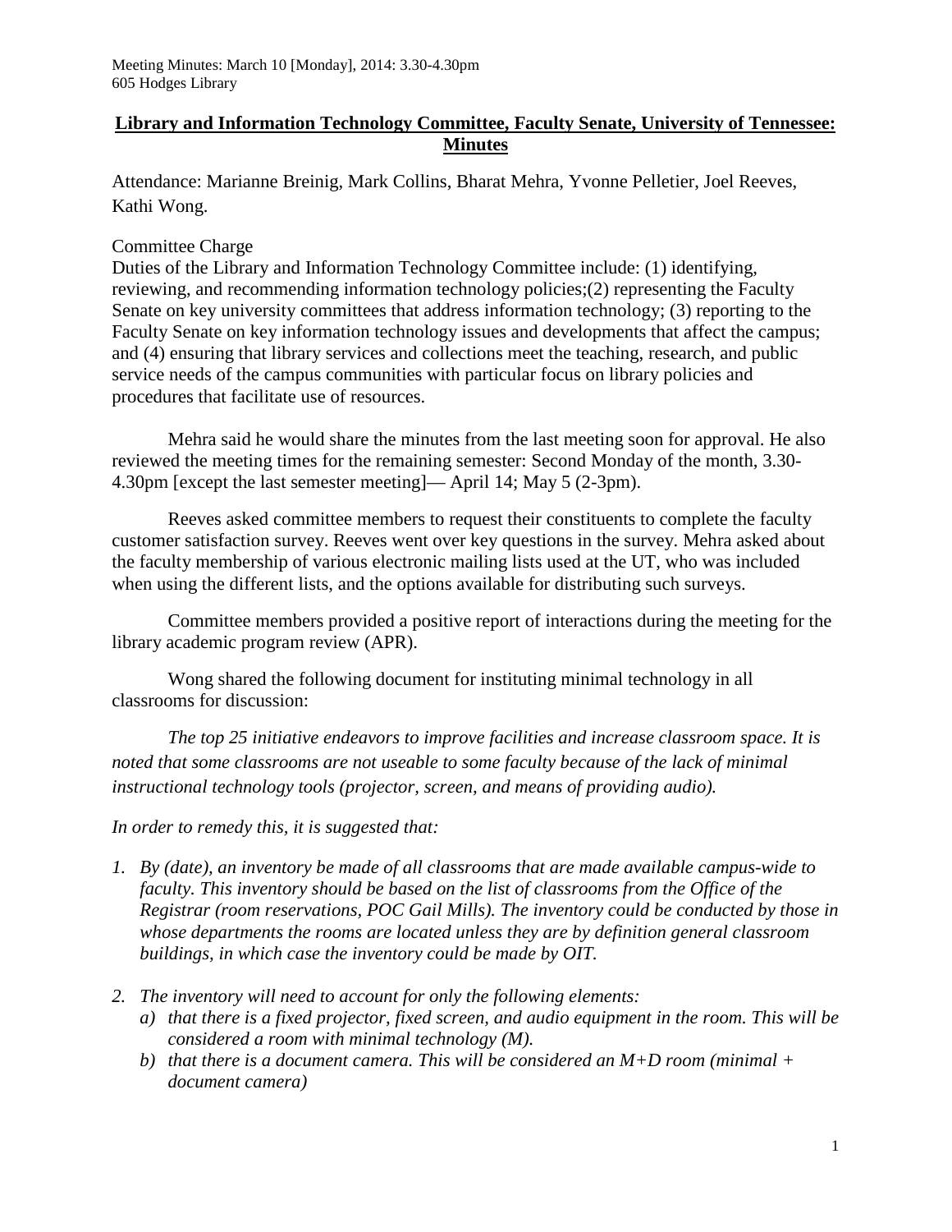Meeting Minutes: March 10 [Monday], 2014: 3.30-4.30pm
605 Hodges Library

# Library and Information Technology Committee, Faculty Senate, University of Tennessee: Minutes

Attendance: Marianne Breinig, Mark Collins, Bharat Mehra, Yvonne Pelletier, Joel Reeves, Kathi Wong.

Committee Charge
Duties of the Library and Information Technology Committee include: (1) identifying, reviewing, and recommending information technology policies;(2) representing the Faculty Senate on key university committees that address information technology; (3) reporting to the Faculty Senate on key information technology issues and developments that affect the campus; and (4) ensuring that library services and collections meet the teaching, research, and public service needs of the campus communities with particular focus on library policies and procedures that facilitate use of resources.

Mehra said he would share the minutes from the last meeting soon for approval. He also reviewed the meeting times for the remaining semester: Second Monday of the month, 3.30-4.30pm [except the last semester meeting]— April 14; May 5 (2-3pm).

Reeves asked committee members to request their constituents to complete the faculty customer satisfaction survey. Reeves went over key questions in the survey. Mehra asked about the faculty membership of various electronic mailing lists used at the UT, who was included when using the different lists, and the options available for distributing such surveys.

Committee members provided a positive report of interactions during the meeting for the library academic program review (APR).

Wong shared the following document for instituting minimal technology in all classrooms for discussion:

*The top 25 initiative endeavors to improve facilities and increase classroom space. It is noted that some classrooms are not useable to some faculty because of the lack of minimal instructional technology tools (projector, screen, and means of providing audio).*

*In order to remedy this, it is suggested that:*

1. *By (date), an inventory be made of all classrooms that are made available campus-wide to faculty. This inventory should be based on the list of classrooms from the Office of the Registrar (room reservations, POC Gail Mills). The inventory could be conducted by those in whose departments the rooms are located unless they are by definition general classroom buildings, in which case the inventory could be made by OIT.*

2. *The inventory will need to account for only the following elements:*
   a) *that there is a fixed projector, fixed screen, and audio equipment in the room. This will be considered a room with minimal technology (M).*
   b) *that there is a document camera. This will be considered an M+D room (minimal + document camera)*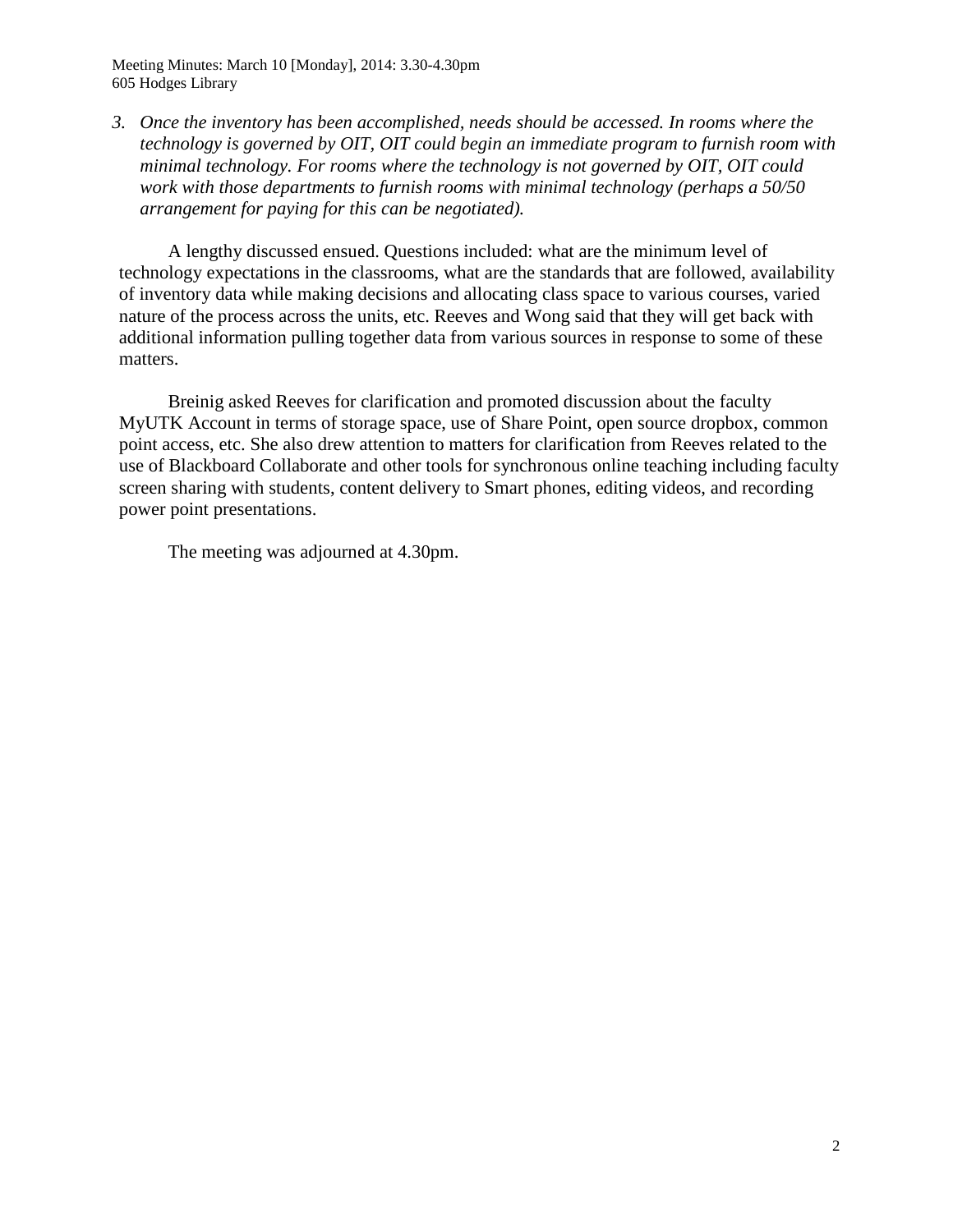3. *Once the inventory has been accomplished, needs should be accessed. In rooms where the technology is governed by OIT, OIT could begin an immediate program to furnish room with minimal technology. For rooms where the technology is not governed by OIT, OIT could work with those departments to furnish rooms with minimal technology (perhaps a 50/50 arrangement for paying for this can be negotiated).*

A lengthy discussed ensued. Questions included: what are the minimum level of technology expectations in the classrooms, what are the standards that are followed, availability of inventory data while making decisions and allocating class space to various courses, varied nature of the process across the units, etc. Reeves and Wong said that they will get back with additional information pulling together data from various sources in response to some of these matters.

Breinig asked Reeves for clarification and promoted discussion about the faculty MyUTK Account in terms of storage space, use of Share Point, open source dropbox, common point access, etc. She also drew attention to matters for clarification from Reeves related to the use of Blackboard Collaborate and other tools for synchronous online teaching including faculty screen sharing with students, content delivery to Smart phones, editing videos, and recording power point presentations.

The meeting was adjourned at 4.30pm.